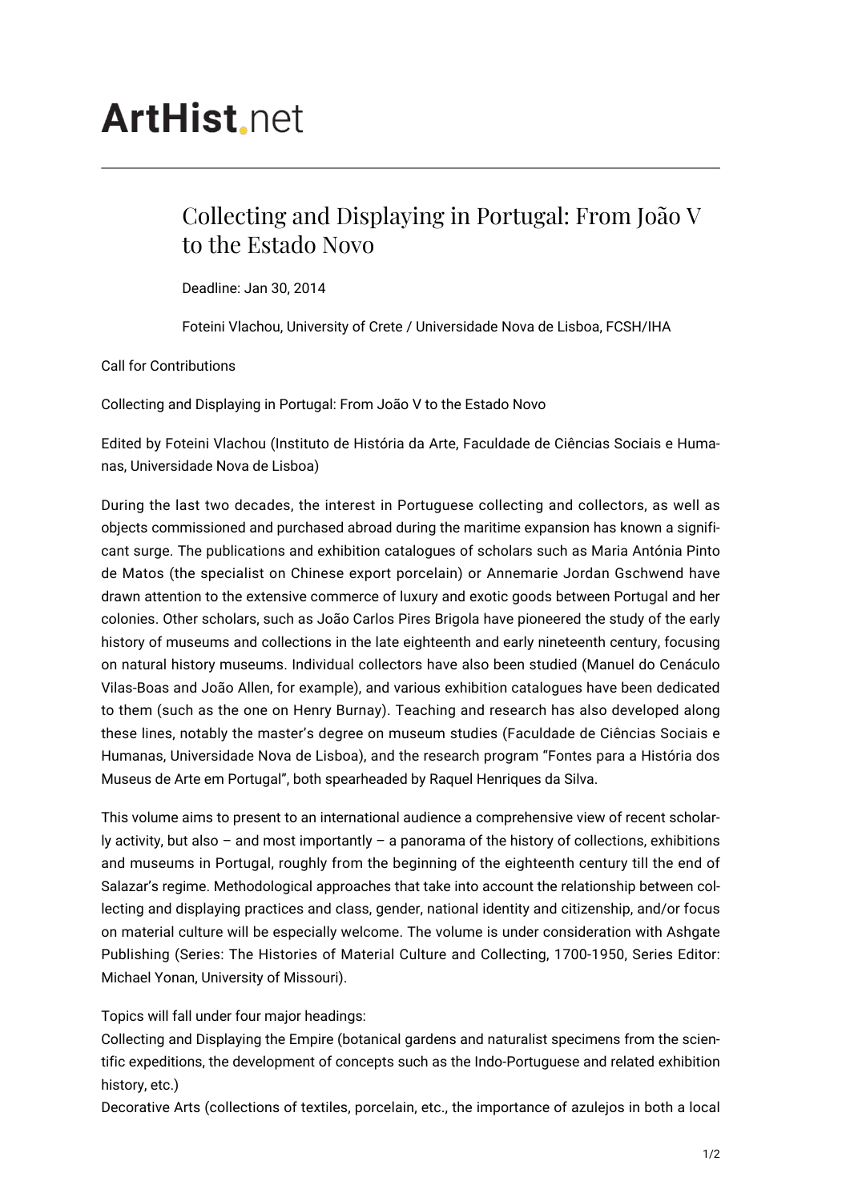# ArtHist.net

## Collecting and Displaying in Portugal: From João V to the Estado Novo

Deadline: Jan 30, 2014

Foteini Vlachou, University of Crete / Universidade Nova de Lisboa, FCSH/IHA

Call for Contributions

Collecting and Displaying in Portugal: From João V to the Estado Novo

Edited by Foteini Vlachou (Instituto de História da Arte, Faculdade de Ciências Sociais e Humanas, Universidade Nova de Lisboa)

During the last two decades, the interest in Portuguese collecting and collectors, as well as objects commissioned and purchased abroad during the maritime expansion has known a significant surge. The publications and exhibition catalogues of scholars such as Maria Antónia Pinto de Matos (the specialist on Chinese export porcelain) or Annemarie Jordan Gschwend have drawn attention to the extensive commerce of luxury and exotic goods between Portugal and her colonies. Other scholars, such as João Carlos Pires Brigola have pioneered the study of the early history of museums and collections in the late eighteenth and early nineteenth century, focusing on natural history museums. Individual collectors have also been studied (Manuel do Cenáculo Vilas-Boas and João Allen, for example), and various exhibition catalogues have been dedicated to them (such as the one on Henry Burnay). Teaching and research has also developed along these lines, notably the master's degree on museum studies (Faculdade de Ciências Sociais e Humanas, Universidade Nova de Lisboa), and the research program "Fontes para a História dos Museus de Arte em Portugal", both spearheaded by Raquel Henriques da Silva.

This volume aims to present to an international audience a comprehensive view of recent scholarly activity, but also – and most importantly – a panorama of the history of collections, exhibitions and museums in Portugal, roughly from the beginning of the eighteenth century till the end of Salazar's regime. Methodological approaches that take into account the relationship between collecting and displaying practices and class, gender, national identity and citizenship, and/or focus on material culture will be especially welcome. The volume is under consideration with Ashgate Publishing (Series: The Histories of Material Culture and Collecting, 1700-1950, Series Editor: Michael Yonan, University of Missouri).

Topics will fall under four major headings:

Collecting and Displaying the Empire (botanical gardens and naturalist specimens from the scientific expeditions, the development of concepts such as the Indo-Portuguese and related exhibition history, etc.)

Decorative Arts (collections of textiles, porcelain, etc., the importance of azulejos in both a local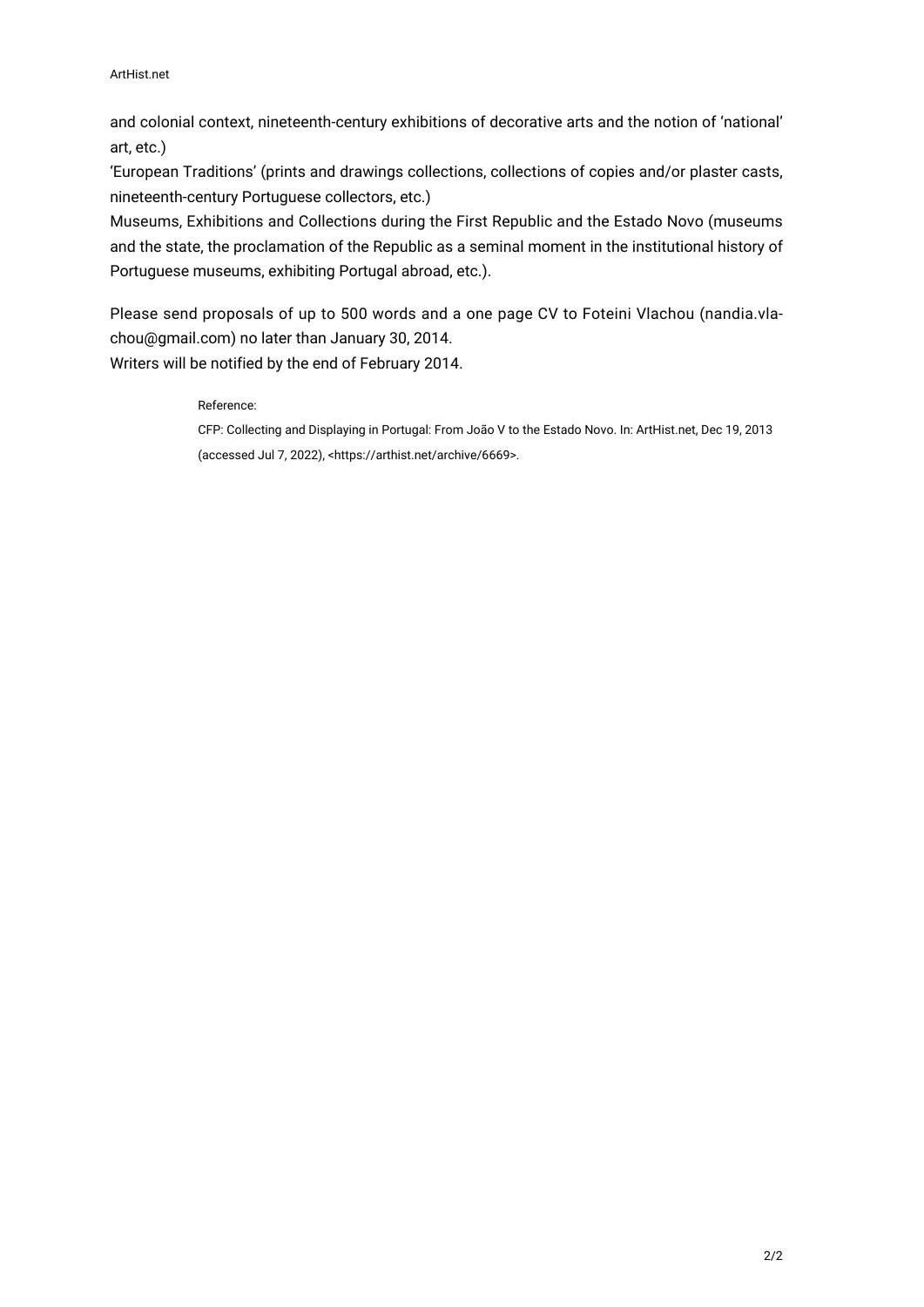and colonial context, nineteenth-century exhibitions of decorative arts and the notion of 'national' art, etc.)

'European Traditions' (prints and drawings collections, collections of copies and/or plaster casts, nineteenth-century Portuguese collectors, etc.)

Museums, Exhibitions and Collections during the First Republic and the Estado Novo (museums and the state, the proclamation of the Republic as a seminal moment in the institutional history of Portuguese museums, exhibiting Portugal abroad, etc.).

Please send proposals of up to 500 words and a one page CV to Foteini Vlachou (nandia.vlachou@gmail.com) no later than January 30, 2014.

Writers will be notified by the end of February 2014.

Reference:

CFP: Collecting and Displaying in Portugal: From João V to the Estado Novo. In: ArtHist.net, Dec 19, 2013 (accessed Jul 7, 2022), <https://arthist.net/archive/6669>.